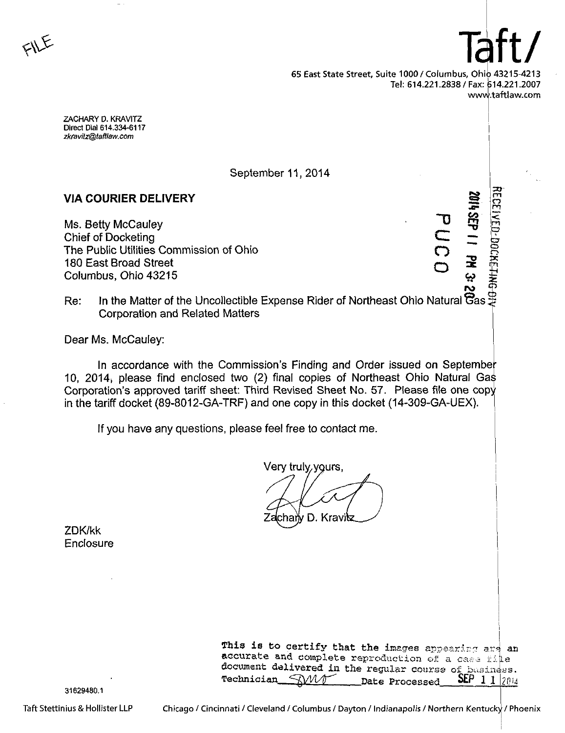FILE

Taft/

65 East State Street, Suite 1000 / Columbus, Ohio 43215-4213
Tel: 614.221.2838 / Fax: 614.221.2007
www.taftlaw.com

ZACHARY D. KRAVITZ
Direct Dial 614.334-6117
*zkravitz@taftlaw.com*

September 11, 2014

**VIA COURIER DELIVERY**

RECEIVED-DOCKETING DIV
2014 SEP 11 PM 3:20
PUCO

Ms. Betty McCauley
Chief of Docketing
The Public Utilities Commission of Ohio
180 East Broad Street
Columbus, Ohio 43215

Re: In the Matter of the Uncollectible Expense Rider of Northeast Ohio Natural Gas Corporation and Related Matters

Dear Ms. McCauley:

In accordance with the Commission's Finding and Order issued on September 10, 2014, please find enclosed two (2) final copies of Northeast Ohio Natural Gas Corporation's approved tariff sheet: Third Revised Sheet No. 57. Please file one copy in the tariff docket (89-8012-GA-TRF) and one copy in this docket (14-309-GA-UEX).

If you have any questions, please feel free to contact me.

Very truly yours,

Zachary D. Kravitz

ZDK/kk
Enclosure

This is to certify that the images appearing are an accurate and complete reproduction of a case file document delivered in the regular course of business.
Technician ___ Date Processed SEP 11 2014

31629480.1

Taft Stettinius & Hollister LLP    Chicago / Cincinnati / Cleveland / Columbus / Dayton / Indianapolis / Northern Kentucky / Phoenix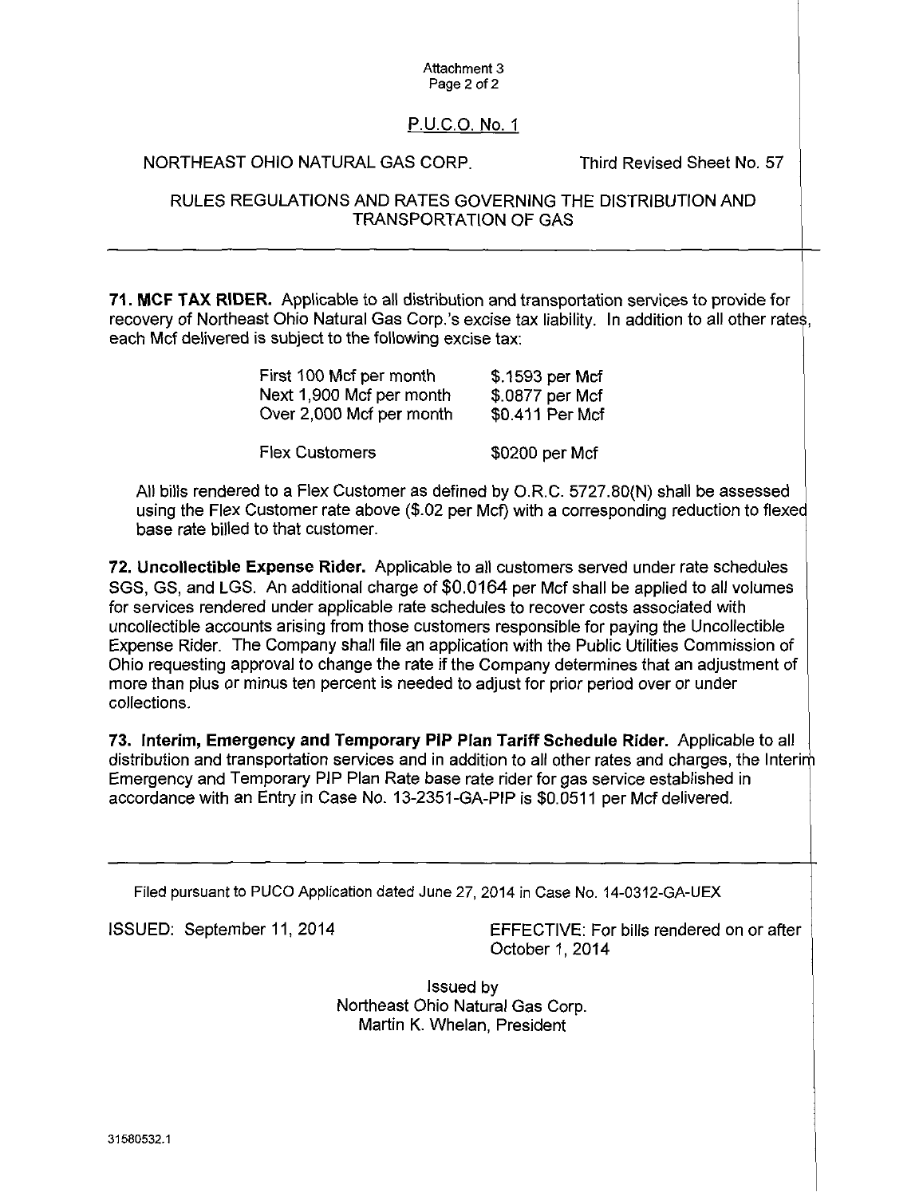Attachment 3
Page 2 of 2

P.U.C.O. No. 1

NORTHEAST OHIO NATURAL GAS CORP. Third Revised Sheet No. 57

RULES REGULATIONS AND RATES GOVERNING THE DISTRIBUTION AND TRANSPORTATION OF GAS

---

**71. MCF TAX RIDER.** Applicable to all distribution and transportation services to provide for recovery of Northeast Ohio Natural Gas Corp.'s excise tax liability. In addition to all other rates, each Mcf delivered is subject to the following excise tax:

| | |
|---|---|
| First 100 Mcf per month | $.1593 per Mcf |
| Next 1,900 Mcf per month | $.0877 per Mcf |
| Over 2,000 Mcf per month | $0.411 Per Mcf |
| Flex Customers | $0200 per Mcf |

All bills rendered to a Flex Customer as defined by O.R.C. 5727.80(N) shall be assessed using the Flex Customer rate above ($.02 per Mcf) with a corresponding reduction to flexed base rate billed to that customer.

**72. Uncollectible Expense Rider.** Applicable to all customers served under rate schedules SGS, GS, and LGS. An additional charge of $0.0164 per Mcf shall be applied to all volumes for services rendered under applicable rate schedules to recover costs associated with uncollectible accounts arising from those customers responsible for paying the Uncollectible Expense Rider. The Company shall file an application with the Public Utilities Commission of Ohio requesting approval to change the rate if the Company determines that an adjustment of more than plus or minus ten percent is needed to adjust for prior period over or under collections.

**73. Interim, Emergency and Temporary PIP Plan Tariff Schedule Rider.** Applicable to all distribution and transportation services and in addition to all other rates and charges, the Interim Emergency and Temporary PIP Plan Rate base rate rider for gas service established in accordance with an Entry in Case No. 13-2351-GA-PIP is $0.0511 per Mcf delivered.

---

Filed pursuant to PUCO Application dated June 27, 2014 in Case No. 14-0312-GA-UEX

ISSUED: September 11, 2014

EFFECTIVE: For bills rendered on or after October 1, 2014

Issued by
Northeast Ohio Natural Gas Corp.
Martin K. Whelan, President

31580532.1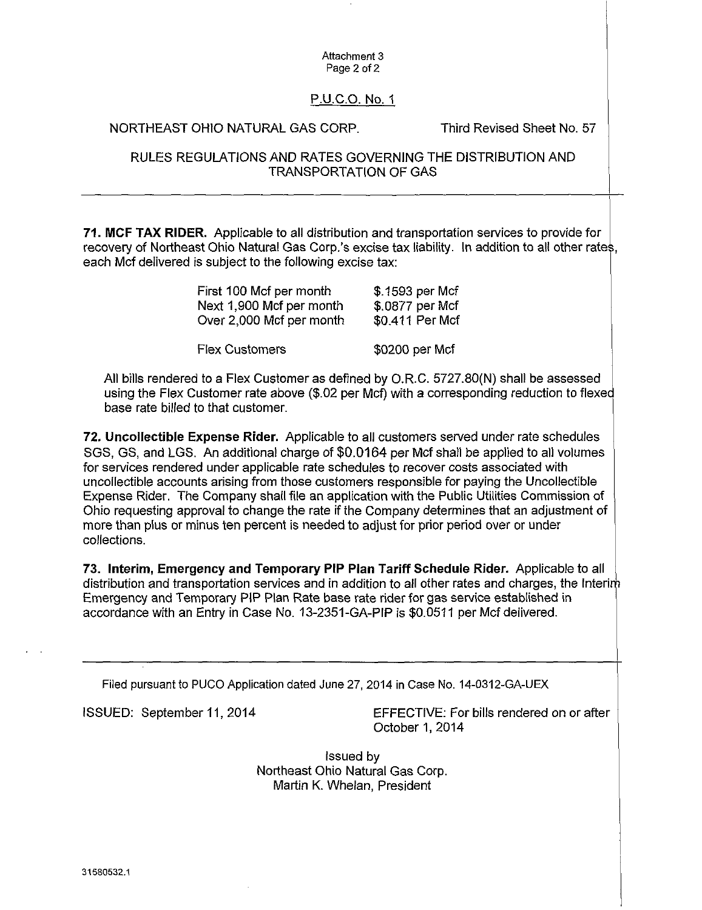Attachment 3
Page 2 of 2

P.U.C.O. No. 1

NORTHEAST OHIO NATURAL GAS CORP. Third Revised Sheet No. 57

RULES REGULATIONS AND RATES GOVERNING THE DISTRIBUTION AND TRANSPORTATION OF GAS

**71. MCF TAX RIDER.** Applicable to all distribution and transportation services to provide for recovery of Northeast Ohio Natural Gas Corp.'s excise tax liability. In addition to all other rates, each Mcf delivered is subject to the following excise tax:

| | |
|---|---|
| First 100 Mcf per month | $.1593 per Mcf |
| Next 1,900 Mcf per month | $.0877 per Mcf |
| Over 2,000 Mcf per month | $0.411 Per Mcf |
| Flex Customers | $0200 per Mcf |

All bills rendered to a Flex Customer as defined by O.R.C. 5727.80(N) shall be assessed using the Flex Customer rate above ($.02 per Mcf) with a corresponding reduction to flexed base rate billed to that customer.

**72. Uncollectible Expense Rider.** Applicable to all customers served under rate schedules SGS, GS, and LGS. An additional charge of $0.0164 per Mcf shall be applied to all volumes for services rendered under applicable rate schedules to recover costs associated with uncollectible accounts arising from those customers responsible for paying the Uncollectible Expense Rider. The Company shall file an application with the Public Utilities Commission of Ohio requesting approval to change the rate if the Company determines that an adjustment of more than plus or minus ten percent is needed to adjust for prior period over or under collections.

**73. Interim, Emergency and Temporary PIP Plan Tariff Schedule Rider.** Applicable to all distribution and transportation services and in addition to all other rates and charges, the Interim Emergency and Temporary PIP Plan Rate base rate rider for gas service established in accordance with an Entry in Case No. 13-2351-GA-PIP is $0.0511 per Mcf delivered.

Filed pursuant to PUCO Application dated June 27, 2014 in Case No. 14-0312-GA-UEX

ISSUED: September 11, 2014

EFFECTIVE: For bills rendered on or after October 1, 2014

Issued by
Northeast Ohio Natural Gas Corp.
Martin K. Whelan, President

31580532.1